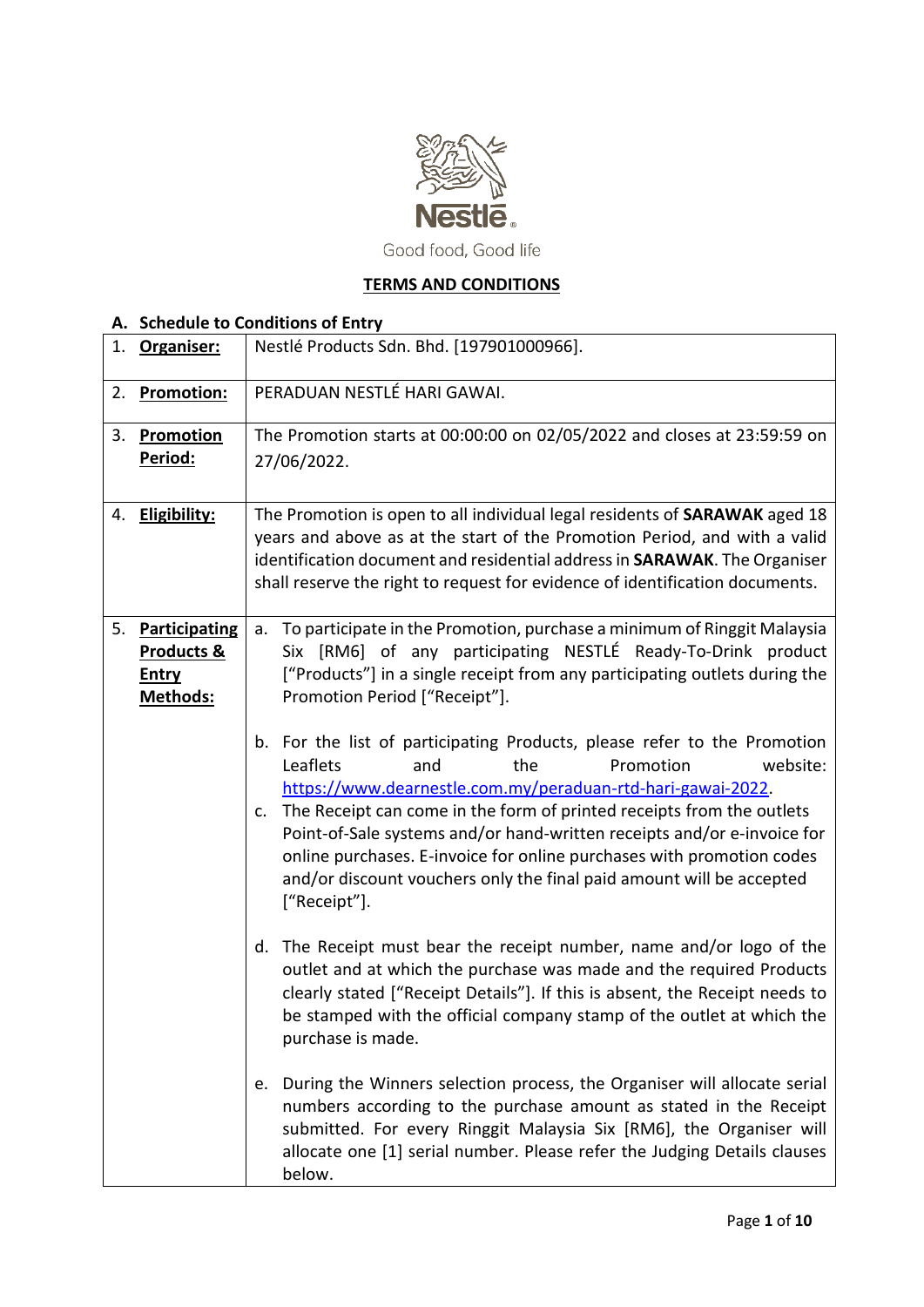Good food, Good life

**TERMS AND CONDITIONS**

## A. Schedule to Conditions of Entry

| | |
|---|---|
| 1. **Organiser:** | Nestlé Products Sdn. Bhd. [197901000966]. |
| 2. **Promotion:** | PERADUAN NESTLÉ HARI GAWAI. |
| 3. **Promotion Period:** | The Promotion starts at 00:00:00 on 02/05/2022 and closes at 23:59:59 on 27/06/2022. |
| 4. **Eligibility:** | The Promotion is open to all individual legal residents of **SARAWAK** aged 18 years and above as at the start of the Promotion Period, and with a valid identification document and residential address in **SARAWAK**. The Organiser shall reserve the right to request for evidence of identification documents. |
| 5. **Participating Products & Entry Methods:** | a. To participate in the Promotion, purchase a minimum of Ringgit Malaysia Six [RM6] of any participating NESTLÉ Ready-To-Drink product ["Products"] in a single receipt from any participating outlets during the Promotion Period ["Receipt"].<br><br>b. For the list of participating Products, please refer to the Promotion Leaflets and the Promotion website: https://www.dearnestle.com.my/peraduan-rtd-hari-gawai-2022.<br><br>c. The Receipt can come in the form of printed receipts from the outlets Point-of-Sale systems and/or hand-written receipts and/or e-invoice for online purchases. E-invoice for online purchases with promotion codes and/or discount vouchers only the final paid amount will be accepted ["Receipt"].<br><br>d. The Receipt must bear the receipt number, name and/or logo of the outlet and at which the purchase was made and the required Products clearly stated ["Receipt Details"]. If this is absent, the Receipt needs to be stamped with the official company stamp of the outlet at which the purchase is made.<br><br>e. During the Winners selection process, the Organiser will allocate serial numbers according to the purchase amount as stated in the Receipt submitted. For every Ringgit Malaysia Six [RM6], the Organiser will allocate one [1] serial number. Please refer the Judging Details clauses below. |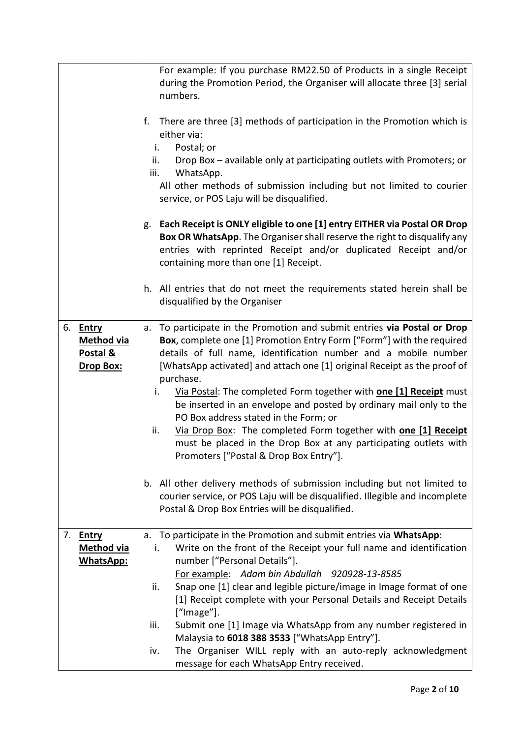| | |
|---|---|
| | <u>For example</u>: If you purchase RM22.50 of Products in a single Receipt during the Promotion Period, the Organiser will allocate three [3] serial numbers.<br><br>f. There are three [3] methods of participation in the Promotion which is either via:<br>i. Postal; or<br>ii. Drop Box – available only at participating outlets with Promoters; or<br>iii. WhatsApp.<br>All other methods of submission including but not limited to courier service, or POS Laju will be disqualified.<br><br>g. **Each Receipt is ONLY eligible to one [1] entry EITHER via Postal OR Drop Box OR WhatsApp**. The Organiser shall reserve the right to disqualify any entries with reprinted Receipt and/or duplicated Receipt and/or containing more than one [1] Receipt.<br><br>h. All entries that do not meet the requirements stated herein shall be disqualified by the Organiser |
| 6. **<u>Entry Method via Postal & Drop Box:</u>** | a. To participate in the Promotion and submit entries **via Postal or Drop Box**, complete one [1] Promotion Entry Form ["Form"] with the required details of full name, identification number and a mobile number [WhatsApp activated] and attach one [1] original Receipt as the proof of purchase.<br>i. <u>Via Postal</u>: The completed Form together with **<u>one [1] Receipt</u>** must be inserted in an envelope and posted by ordinary mail only to the PO Box address stated in the Form; or<br>ii. <u>Via Drop Box</u>: The completed Form together with **<u>one [1] Receipt</u>** must be placed in the Drop Box at any participating outlets with Promoters ["Postal & Drop Box Entry"].<br><br>b. All other delivery methods of submission including but not limited to courier service, or POS Laju will be disqualified. Illegible and incomplete Postal & Drop Box Entries will be disqualified. |
| 7. **<u>Entry Method via WhatsApp:</u>** | a. To participate in the Promotion and submit entries via **WhatsApp**:<br>i. Write on the front of the Receipt your full name and identification number ["Personal Details"].<br><u>For example</u>: *Adam bin Abdullah 920928-13-8585*<br>ii. Snap one [1] clear and legible picture/image in Image format of one [1] Receipt complete with your Personal Details and Receipt Details ["Image"].<br>iii. Submit one [1] Image via WhatsApp from any number registered in Malaysia to **6018 388 3533** ["WhatsApp Entry"].<br>iv. The Organiser WILL reply with an auto-reply acknowledgment message for each WhatsApp Entry received. |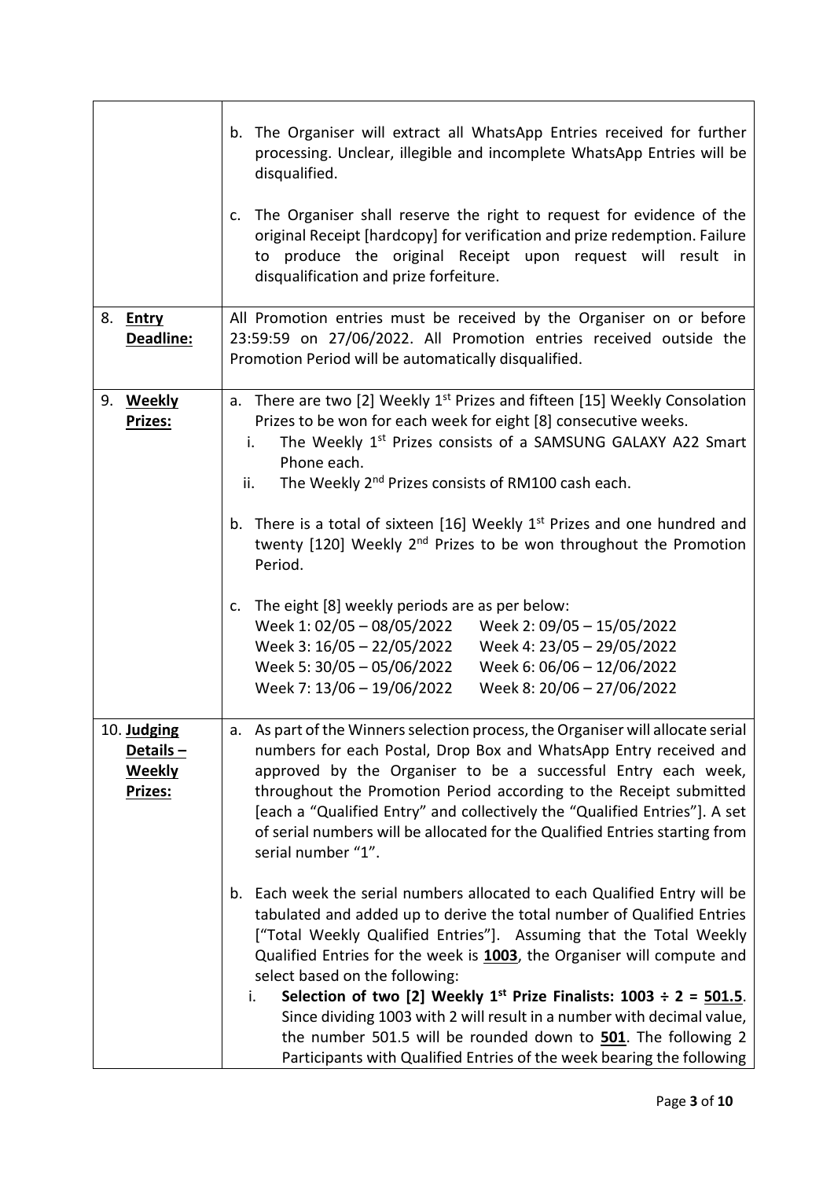| | |
|---|---|
| | b. The Organiser will extract all WhatsApp Entries received for further processing. Unclear, illegible and incomplete WhatsApp Entries will be disqualified.<br><br>c. The Organiser shall reserve the right to request for evidence of the original Receipt [hardcopy] for verification and prize redemption. Failure to produce the original Receipt upon request will result in disqualification and prize forfeiture. |
| 8. **Entry Deadline:** | All Promotion entries must be received by the Organiser on or before 23:59:59 on 27/06/2022. All Promotion entries received outside the Promotion Period will be automatically disqualified. |
| 9. **Weekly Prizes:** | a. There are two [2] Weekly 1st Prizes and fifteen [15] Weekly Consolation Prizes to be won for each week for eight [8] consecutive weeks.<br>i. The Weekly 1st Prizes consists of a SAMSUNG GALAXY A22 Smart Phone each.<br>ii. The Weekly 2nd Prizes consists of RM100 cash each.<br><br>b. There is a total of sixteen [16] Weekly 1st Prizes and one hundred and twenty [120] Weekly 2nd Prizes to be won throughout the Promotion Period.<br><br>c. The eight [8] weekly periods are as per below:<br>Week 1: 02/05 – 08/05/2022 Week 2: 09/05 – 15/05/2022<br>Week 3: 16/05 – 22/05/2022 Week 4: 23/05 – 29/05/2022<br>Week 5: 30/05 – 05/06/2022 Week 6: 06/06 – 12/06/2022<br>Week 7: 13/06 – 19/06/2022 Week 8: 20/06 – 27/06/2022 |
| 10. **Judging Details – Weekly Prizes:** | a. As part of the Winners selection process, the Organiser will allocate serial numbers for each Postal, Drop Box and WhatsApp Entry received and approved by the Organiser to be a successful Entry each week, throughout the Promotion Period according to the Receipt submitted [each a "Qualified Entry" and collectively the "Qualified Entries"]. A set of serial numbers will be allocated for the Qualified Entries starting from serial number "1".<br><br>b. Each week the serial numbers allocated to each Qualified Entry will be tabulated and added up to derive the total number of Qualified Entries ["Total Weekly Qualified Entries"]. Assuming that the Total Weekly Qualified Entries for the week is **1003**, the Organiser will compute and select based on the following:<br>i. **Selection of two [2] Weekly 1st Prize Finalists: 1003 ÷ 2 = 501.5**. Since dividing 1003 with 2 will result in a number with decimal value, the number 501.5 will be rounded down to **501**. The following 2 Participants with Qualified Entries of the week bearing the following |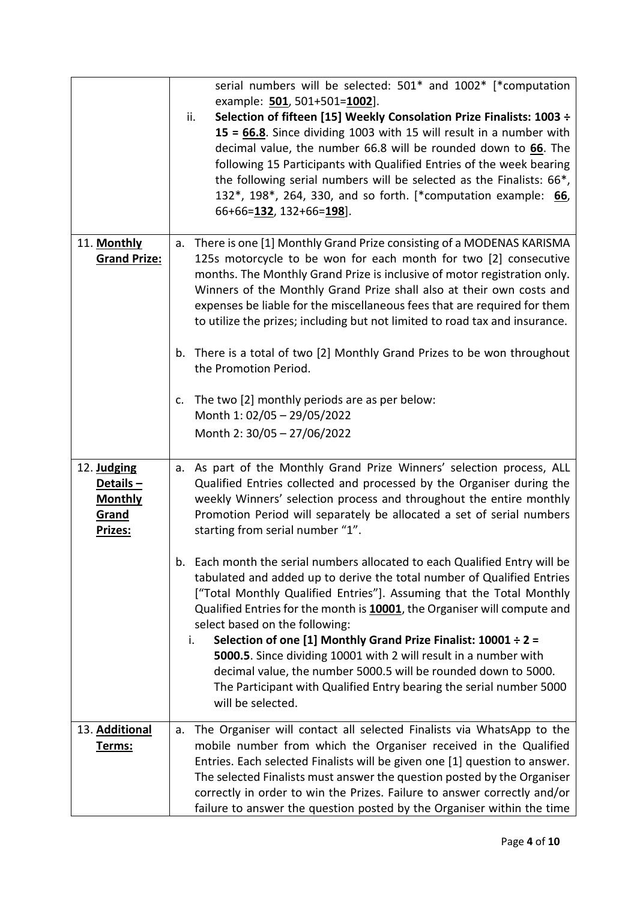| | |
|---|---|
| | serial numbers will be selected: 501* and 1002* [*computation example: **501**, 501+501=**1002**].<br>ii. **Selection of fifteen [15] Weekly Consolation Prize Finalists: 1003 ÷ 15 = 66.8**. Since dividing 1003 with 15 will result in a number with decimal value, the number 66.8 will be rounded down to **66**. The following 15 Participants with Qualified Entries of the week bearing the following serial numbers will be selected as the Finalists: 66*, 132*, 198*, 264, 330, and so forth. [*computation example: **66**, 66+66=**132**, 132+66=**198**]. |
| 11. **Monthly Grand Prize:** | a. There is one [1] Monthly Grand Prize consisting of a MODENAS KARISMA 125s motorcycle to be won for each month for two [2] consecutive months. The Monthly Grand Prize is inclusive of motor registration only. Winners of the Monthly Grand Prize shall also at their own costs and expenses be liable for the miscellaneous fees that are required for them to utilize the prizes; including but not limited to road tax and insurance.<br><br>b. There is a total of two [2] Monthly Grand Prizes to be won throughout the Promotion Period.<br><br>c. The two [2] monthly periods are as per below:<br>Month 1: 02/05 – 29/05/2022<br>Month 2: 30/05 – 27/06/2022 |
| 12. **Judging Details – Monthly Grand Prizes:** | a. As part of the Monthly Grand Prize Winners' selection process, ALL Qualified Entries collected and processed by the Organiser during the weekly Winners' selection process and throughout the entire monthly Promotion Period will separately be allocated a set of serial numbers starting from serial number "1".<br><br>b. Each month the serial numbers allocated to each Qualified Entry will be tabulated and added up to derive the total number of Qualified Entries ["Total Monthly Qualified Entries"]. Assuming that the Total Monthly Qualified Entries for the month is **10001**, the Organiser will compute and select based on the following:<br>i. **Selection of one [1] Monthly Grand Prize Finalist: 10001 ÷ 2 = 5000.5**. Since dividing 10001 with 2 will result in a number with decimal value, the number 5000.5 will be rounded down to 5000. The Participant with Qualified Entry bearing the serial number 5000 will be selected. |
| 13. **Additional Terms:** | a. The Organiser will contact all selected Finalists via WhatsApp to the mobile number from which the Organiser received in the Qualified Entries. Each selected Finalists will be given one [1] question to answer. The selected Finalists must answer the question posted by the Organiser correctly in order to win the Prizes. Failure to answer correctly and/or failure to answer the question posted by the Organiser within the time |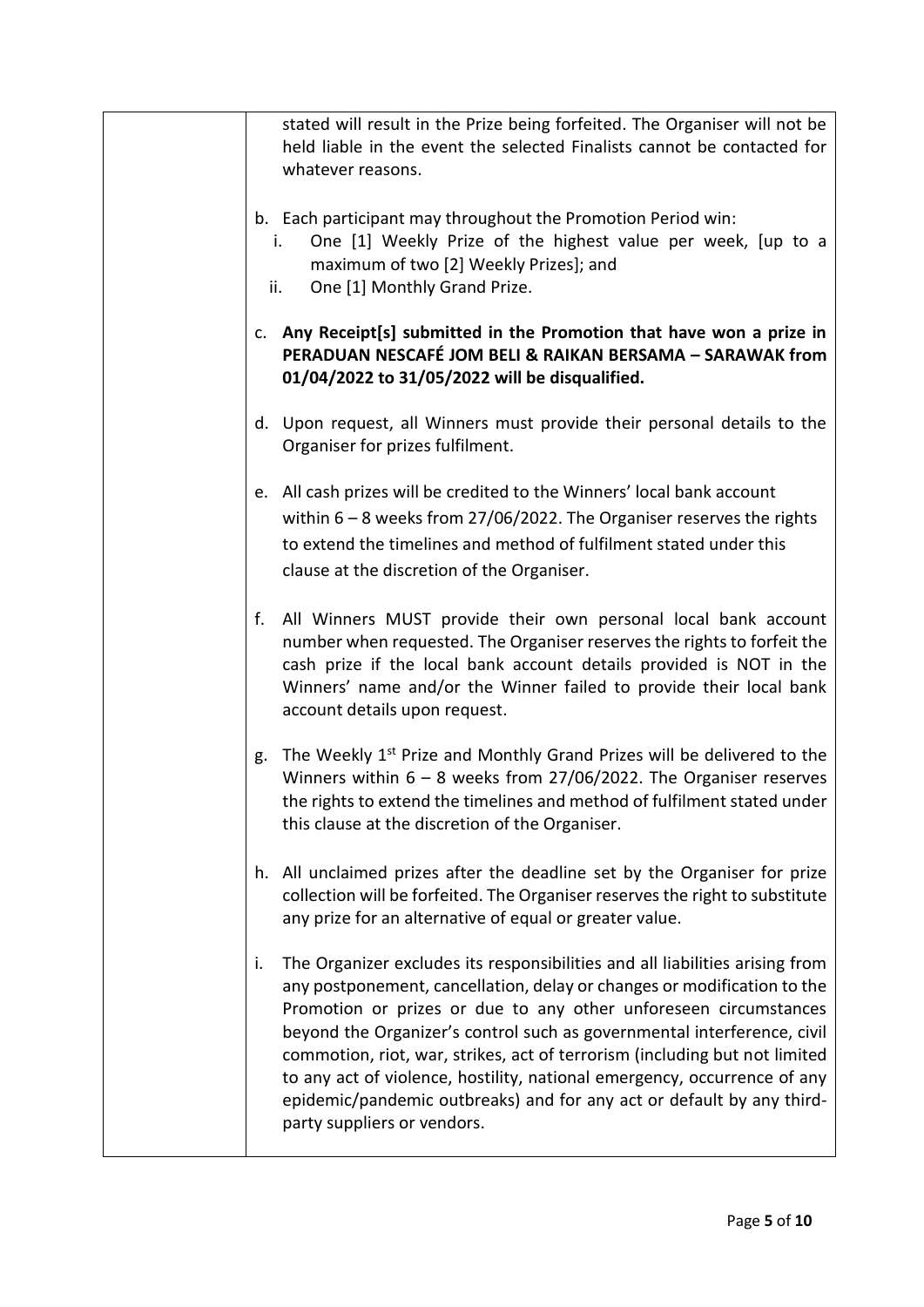stated will result in the Prize being forfeited. The Organiser will not be held liable in the event the selected Finalists cannot be contacted for whatever reasons.

b. Each participant may throughout the Promotion Period win:
   i. One [1] Weekly Prize of the highest value per week, [up to a maximum of two [2] Weekly Prizes]; and
   ii. One [1] Monthly Grand Prize.

c. **Any Receipt[s] submitted in the Promotion that have won a prize in PERADUAN NESCAFÉ JOM BELI & RAIKAN BERSAMA – SARAWAK from 01/04/2022 to 31/05/2022 will be disqualified.**

d. Upon request, all Winners must provide their personal details to the Organiser for prizes fulfilment.

e. All cash prizes will be credited to the Winners' local bank account within 6 – 8 weeks from 27/06/2022. The Organiser reserves the rights to extend the timelines and method of fulfilment stated under this clause at the discretion of the Organiser.

f. All Winners MUST provide their own personal local bank account number when requested. The Organiser reserves the rights to forfeit the cash prize if the local bank account details provided is NOT in the Winners' name and/or the Winner failed to provide their local bank account details upon request.

g. The Weekly 1st Prize and Monthly Grand Prizes will be delivered to the Winners within 6 – 8 weeks from 27/06/2022. The Organiser reserves the rights to extend the timelines and method of fulfilment stated under this clause at the discretion of the Organiser.

h. All unclaimed prizes after the deadline set by the Organiser for prize collection will be forfeited. The Organiser reserves the right to substitute any prize for an alternative of equal or greater value.

i. The Organizer excludes its responsibilities and all liabilities arising from any postponement, cancellation, delay or changes or modification to the Promotion or prizes or due to any other unforeseen circumstances beyond the Organizer's control such as governmental interference, civil commotion, riot, war, strikes, act of terrorism (including but not limited to any act of violence, hostility, national emergency, occurrence of any epidemic/pandemic outbreaks) and for any act or default by any third-party suppliers or vendors.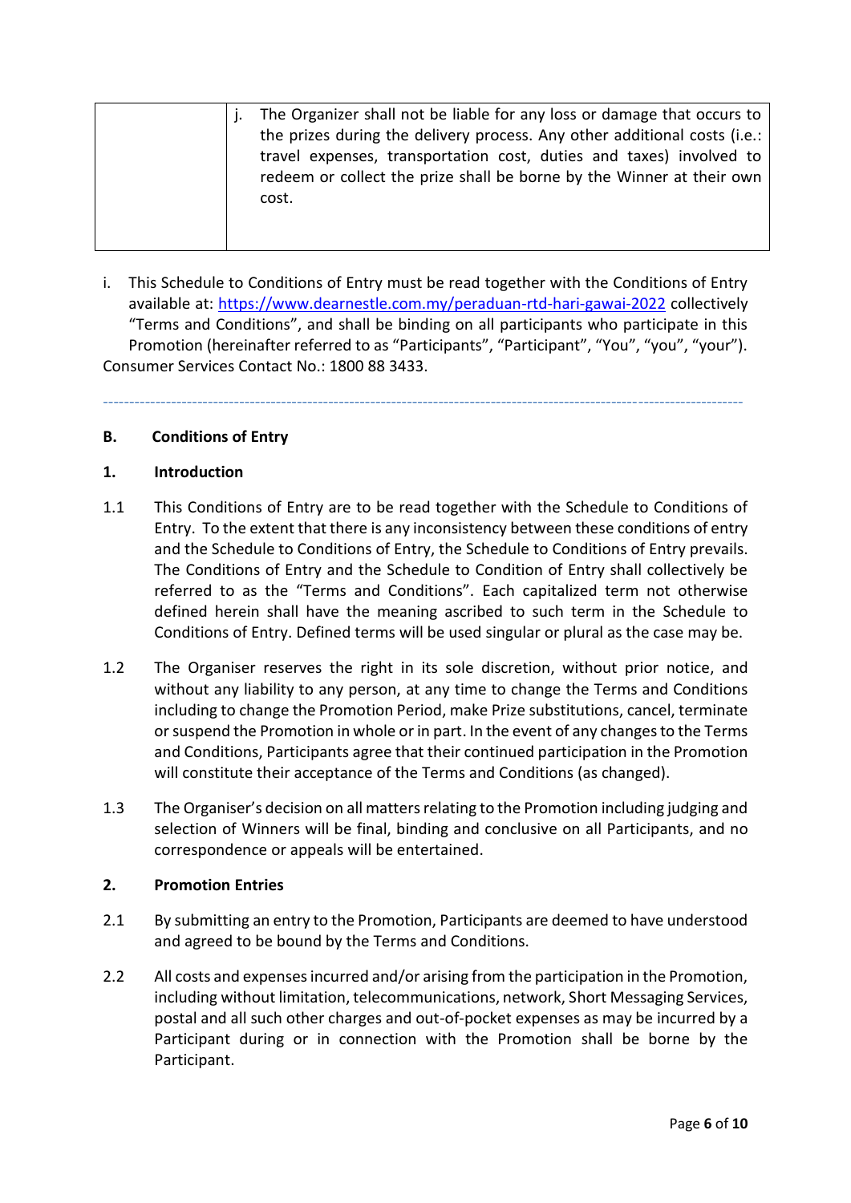| | j. The Organizer shall not be liable for any loss or damage that occurs to the prizes during the delivery process. Any other additional costs (i.e.: travel expenses, transportation cost, duties and taxes) involved to redeem or collect the prize shall be borne by the Winner at their own cost. |
|---|---|

i. This Schedule to Conditions of Entry must be read together with the Conditions of Entry available at: [https://www.dearnestle.com.my/peraduan-rtd-hari-gawai-2022](https://www.dearnestle.com.my/peraduan-rtd-hari-gawai-2022) collectively "Terms and Conditions", and shall be binding on all participants who participate in this Promotion (hereinafter referred to as "Participants", "Participant", "You", "you", "your").

Consumer Services Contact No.: 1800 88 3433.

---

## B. Conditions of Entry

### 1. Introduction

1.1 This Conditions of Entry are to be read together with the Schedule to Conditions of Entry. To the extent that there is any inconsistency between these conditions of entry and the Schedule to Conditions of Entry, the Schedule to Conditions of Entry prevails. The Conditions of Entry and the Schedule to Condition of Entry shall collectively be referred to as the "Terms and Conditions". Each capitalized term not otherwise defined herein shall have the meaning ascribed to such term in the Schedule to Conditions of Entry. Defined terms will be used singular or plural as the case may be.

1.2 The Organiser reserves the right in its sole discretion, without prior notice, and without any liability to any person, at any time to change the Terms and Conditions including to change the Promotion Period, make Prize substitutions, cancel, terminate or suspend the Promotion in whole or in part. In the event of any changes to the Terms and Conditions, Participants agree that their continued participation in the Promotion will constitute their acceptance of the Terms and Conditions (as changed).

1.3 The Organiser's decision on all matters relating to the Promotion including judging and selection of Winners will be final, binding and conclusive on all Participants, and no correspondence or appeals will be entertained.

### 2. Promotion Entries

2.1 By submitting an entry to the Promotion, Participants are deemed to have understood and agreed to be bound by the Terms and Conditions.

2.2 All costs and expenses incurred and/or arising from the participation in the Promotion, including without limitation, telecommunications, network, Short Messaging Services, postal and all such other charges and out-of-pocket expenses as may be incurred by a Participant during or in connection with the Promotion shall be borne by the Participant.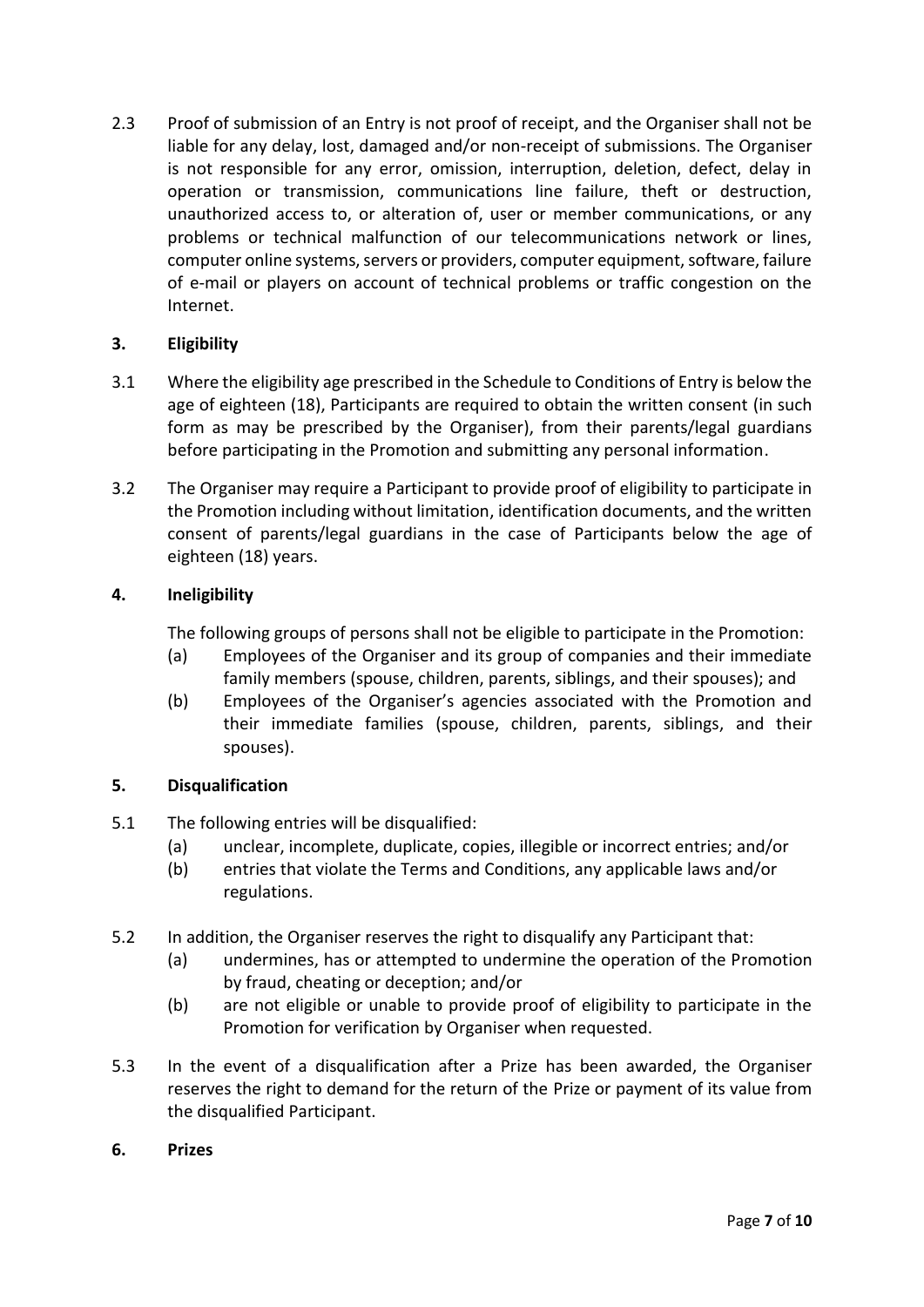2.3 Proof of submission of an Entry is not proof of receipt, and the Organiser shall not be liable for any delay, lost, damaged and/or non-receipt of submissions. The Organiser is not responsible for any error, omission, interruption, deletion, defect, delay in operation or transmission, communications line failure, theft or destruction, unauthorized access to, or alteration of, user or member communications, or any problems or technical malfunction of our telecommunications network or lines, computer online systems, servers or providers, computer equipment, software, failure of e-mail or players on account of technical problems or traffic congestion on the Internet.

### 3. Eligibility

3.1 Where the eligibility age prescribed in the Schedule to Conditions of Entry is below the age of eighteen (18), Participants are required to obtain the written consent (in such form as may be prescribed by the Organiser), from their parents/legal guardians before participating in the Promotion and submitting any personal information.

3.2 The Organiser may require a Participant to provide proof of eligibility to participate in the Promotion including without limitation, identification documents, and the written consent of parents/legal guardians in the case of Participants below the age of eighteen (18) years.

### 4. Ineligibility

The following groups of persons shall not be eligible to participate in the Promotion:

(a) Employees of the Organiser and its group of companies and their immediate family members (spouse, children, parents, siblings, and their spouses); and

(b) Employees of the Organiser's agencies associated with the Promotion and their immediate families (spouse, children, parents, siblings, and their spouses).

### 5. Disqualification

5.1 The following entries will be disqualified:

(a) unclear, incomplete, duplicate, copies, illegible or incorrect entries; and/or

(b) entries that violate the Terms and Conditions, any applicable laws and/or regulations.

5.2 In addition, the Organiser reserves the right to disqualify any Participant that:

(a) undermines, has or attempted to undermine the operation of the Promotion by fraud, cheating or deception; and/or

(b) are not eligible or unable to provide proof of eligibility to participate in the Promotion for verification by Organiser when requested.

5.3 In the event of a disqualification after a Prize has been awarded, the Organiser reserves the right to demand for the return of the Prize or payment of its value from the disqualified Participant.

### 6. Prizes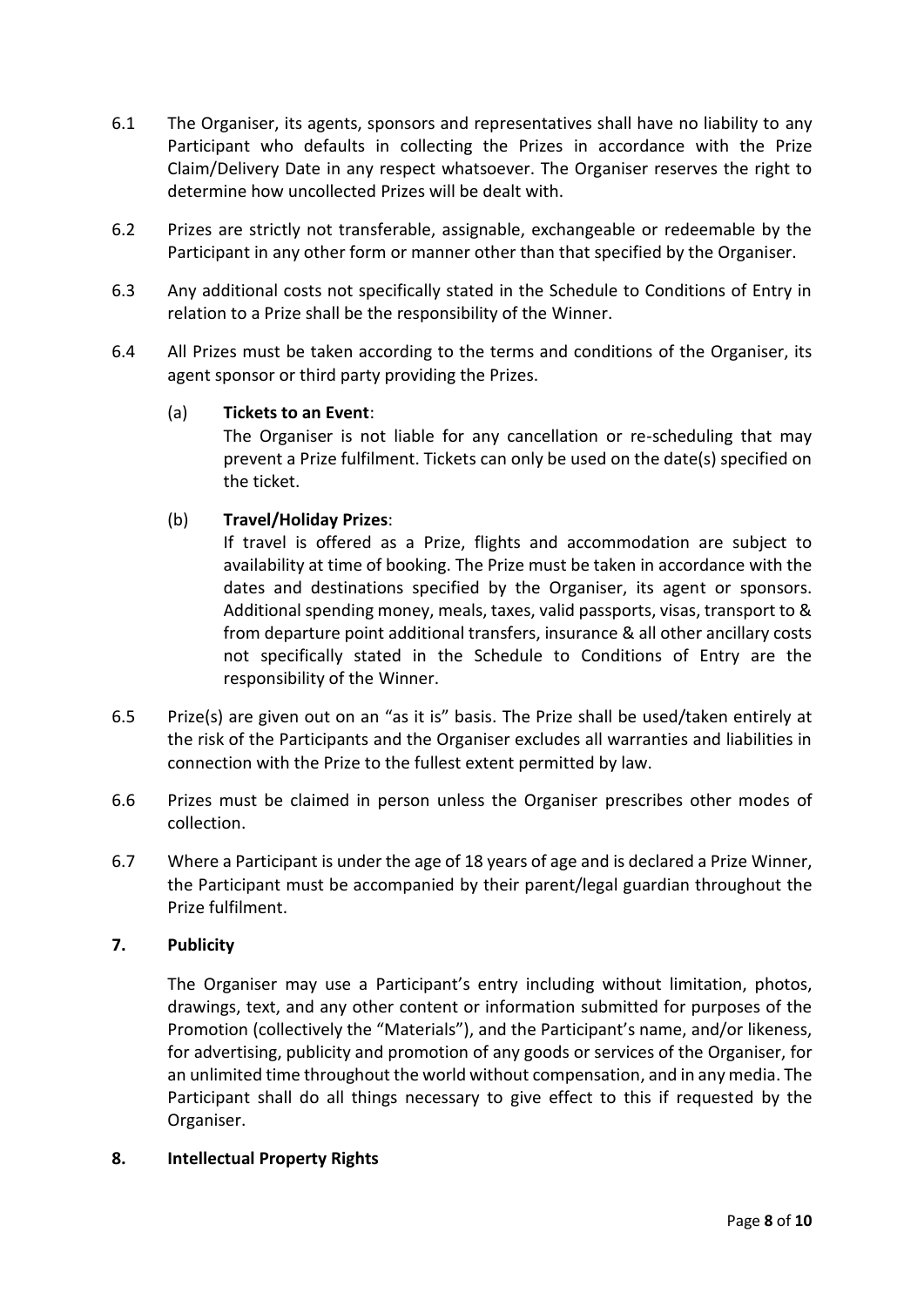6.1 The Organiser, its agents, sponsors and representatives shall have no liability to any Participant who defaults in collecting the Prizes in accordance with the Prize Claim/Delivery Date in any respect whatsoever. The Organiser reserves the right to determine how uncollected Prizes will be dealt with.

6.2 Prizes are strictly not transferable, assignable, exchangeable or redeemable by the Participant in any other form or manner other than that specified by the Organiser.

6.3 Any additional costs not specifically stated in the Schedule to Conditions of Entry in relation to a Prize shall be the responsibility of the Winner.

6.4 All Prizes must be taken according to the terms and conditions of the Organiser, its agent sponsor or third party providing the Prizes.

(a) **Tickets to an Event**:
The Organiser is not liable for any cancellation or re-scheduling that may prevent a Prize fulfilment. Tickets can only be used on the date(s) specified on the ticket.

(b) **Travel/Holiday Prizes**:
If travel is offered as a Prize, flights and accommodation are subject to availability at time of booking. The Prize must be taken in accordance with the dates and destinations specified by the Organiser, its agent or sponsors. Additional spending money, meals, taxes, valid passports, visas, transport to & from departure point additional transfers, insurance & all other ancillary costs not specifically stated in the Schedule to Conditions of Entry are the responsibility of the Winner.

6.5 Prize(s) are given out on an "as it is" basis. The Prize shall be used/taken entirely at the risk of the Participants and the Organiser excludes all warranties and liabilities in connection with the Prize to the fullest extent permitted by law.

6.6 Prizes must be claimed in person unless the Organiser prescribes other modes of collection.

6.7 Where a Participant is under the age of 18 years of age and is declared a Prize Winner, the Participant must be accompanied by their parent/legal guardian throughout the Prize fulfilment.

## 7. Publicity

The Organiser may use a Participant's entry including without limitation, photos, drawings, text, and any other content or information submitted for purposes of the Promotion (collectively the "Materials"), and the Participant's name, and/or likeness, for advertising, publicity and promotion of any goods or services of the Organiser, for an unlimited time throughout the world without compensation, and in any media. The Participant shall do all things necessary to give effect to this if requested by the Organiser.

## 8. Intellectual Property Rights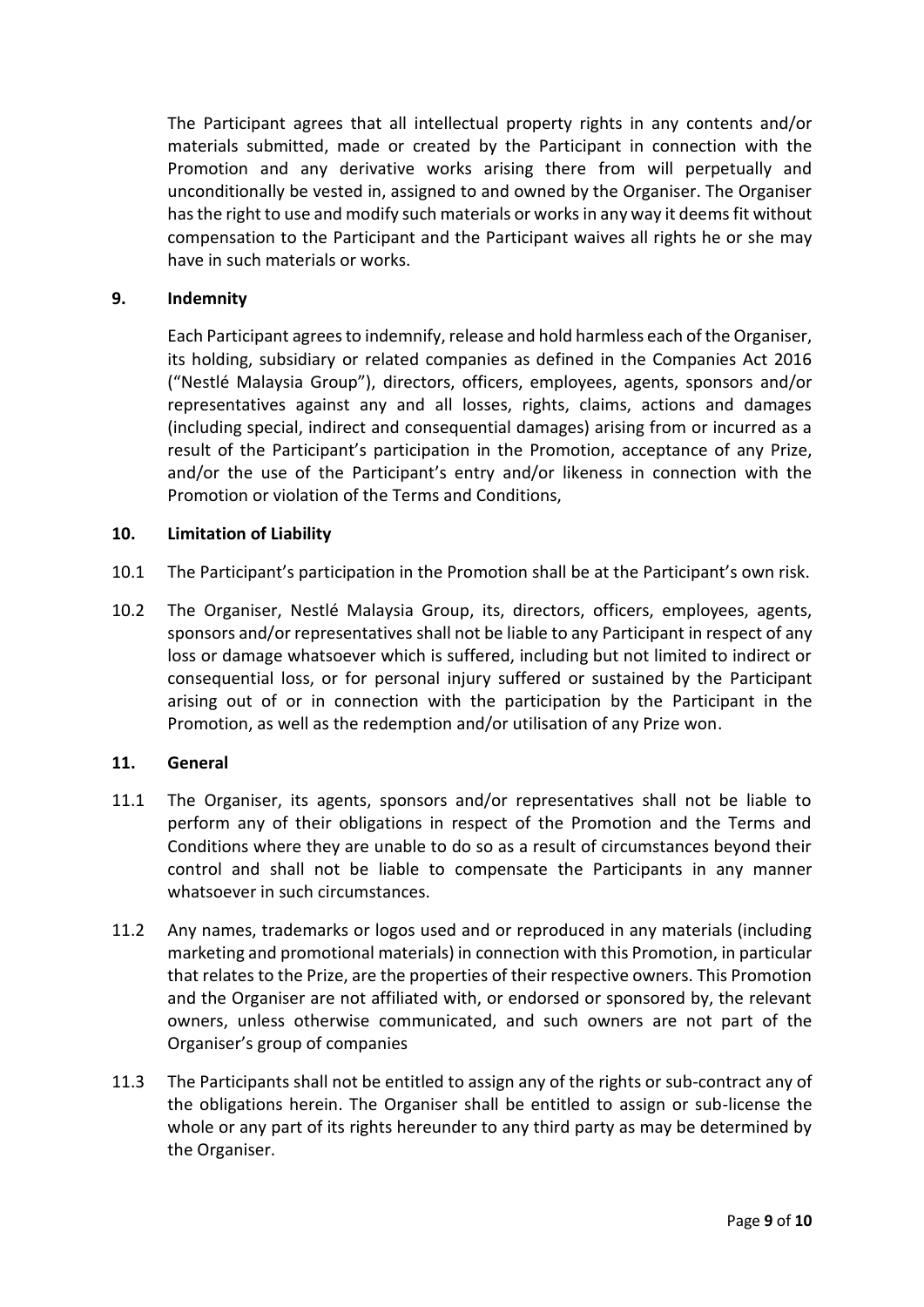The Participant agrees that all intellectual property rights in any contents and/or materials submitted, made or created by the Participant in connection with the Promotion and any derivative works arising there from will perpetually and unconditionally be vested in, assigned to and owned by the Organiser. The Organiser has the right to use and modify such materials or works in any way it deems fit without compensation to the Participant and the Participant waives all rights he or she may have in such materials or works.

## 9. Indemnity

Each Participant agrees to indemnify, release and hold harmless each of the Organiser, its holding, subsidiary or related companies as defined in the Companies Act 2016 ("Nestlé Malaysia Group"), directors, officers, employees, agents, sponsors and/or representatives against any and all losses, rights, claims, actions and damages (including special, indirect and consequential damages) arising from or incurred as a result of the Participant's participation in the Promotion, acceptance of any Prize, and/or the use of the Participant's entry and/or likeness in connection with the Promotion or violation of the Terms and Conditions,

## 10. Limitation of Liability

10.1 The Participant's participation in the Promotion shall be at the Participant's own risk.

10.2 The Organiser, Nestlé Malaysia Group, its, directors, officers, employees, agents, sponsors and/or representatives shall not be liable to any Participant in respect of any loss or damage whatsoever which is suffered, including but not limited to indirect or consequential loss, or for personal injury suffered or sustained by the Participant arising out of or in connection with the participation by the Participant in the Promotion, as well as the redemption and/or utilisation of any Prize won.

## 11. General

11.1 The Organiser, its agents, sponsors and/or representatives shall not be liable to perform any of their obligations in respect of the Promotion and the Terms and Conditions where they are unable to do so as a result of circumstances beyond their control and shall not be liable to compensate the Participants in any manner whatsoever in such circumstances.

11.2 Any names, trademarks or logos used and or reproduced in any materials (including marketing and promotional materials) in connection with this Promotion, in particular that relates to the Prize, are the properties of their respective owners. This Promotion and the Organiser are not affiliated with, or endorsed or sponsored by, the relevant owners, unless otherwise communicated, and such owners are not part of the Organiser's group of companies

11.3 The Participants shall not be entitled to assign any of the rights or sub-contract any of the obligations herein. The Organiser shall be entitled to assign or sub-license the whole or any part of its rights hereunder to any third party as may be determined by the Organiser.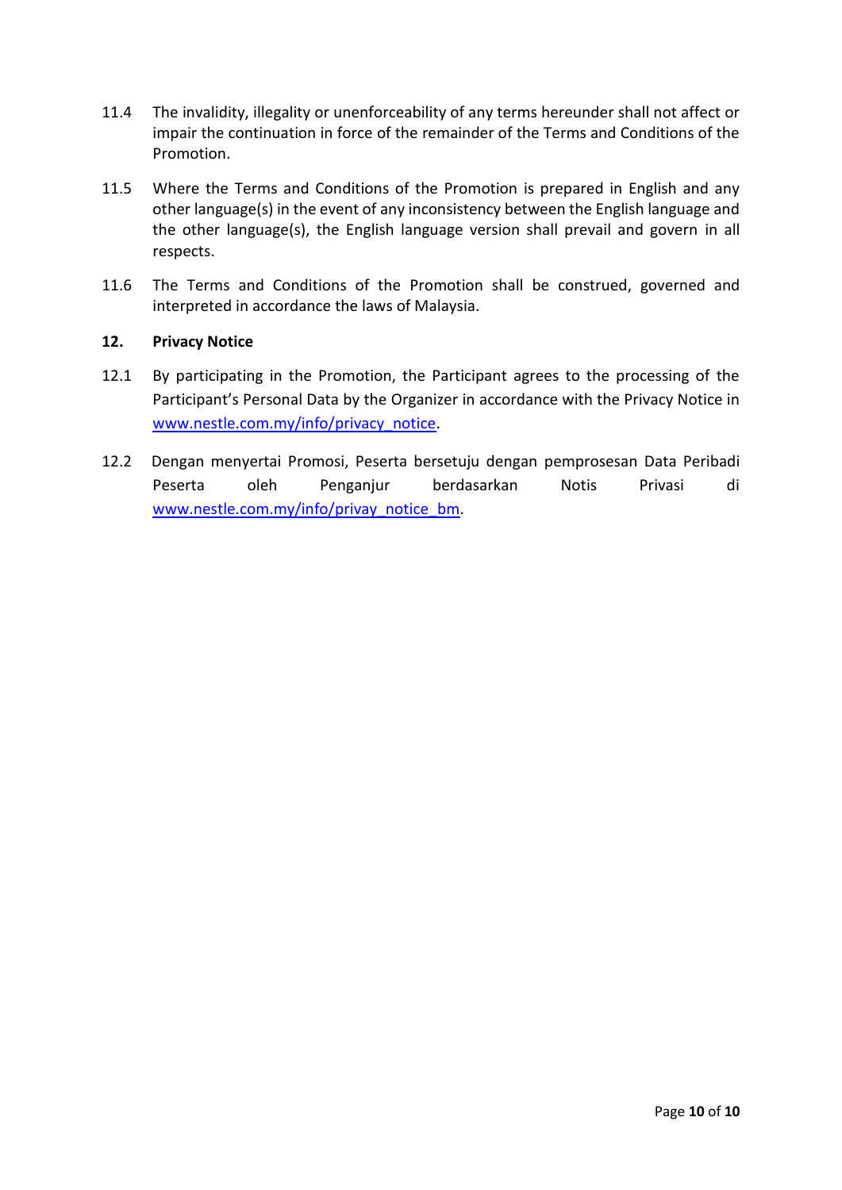11.4 The invalidity, illegality or unenforceability of any terms hereunder shall not affect or impair the continuation in force of the remainder of the Terms and Conditions of the Promotion.

11.5 Where the Terms and Conditions of the Promotion is prepared in English and any other language(s) in the event of any inconsistency between the English language and the other language(s), the English language version shall prevail and govern in all respects.

11.6 The Terms and Conditions of the Promotion shall be construed, governed and interpreted in accordance the laws of Malaysia.

**12. Privacy Notice**

12.1 By participating in the Promotion, the Participant agrees to the processing of the Participant's Personal Data by the Organizer in accordance with the Privacy Notice in [www.nestle.com.my/info/privacy_notice](www.nestle.com.my/info/privacy_notice).

12.2 Dengan menyertai Promosi, Peserta bersetuju dengan pemprosesan Data Peribadi Peserta oleh Penganjur berdasarkan Notis Privasi di [www.nestle.com.my/info/privay_notice_bm](www.nestle.com.my/info/privay_notice_bm).